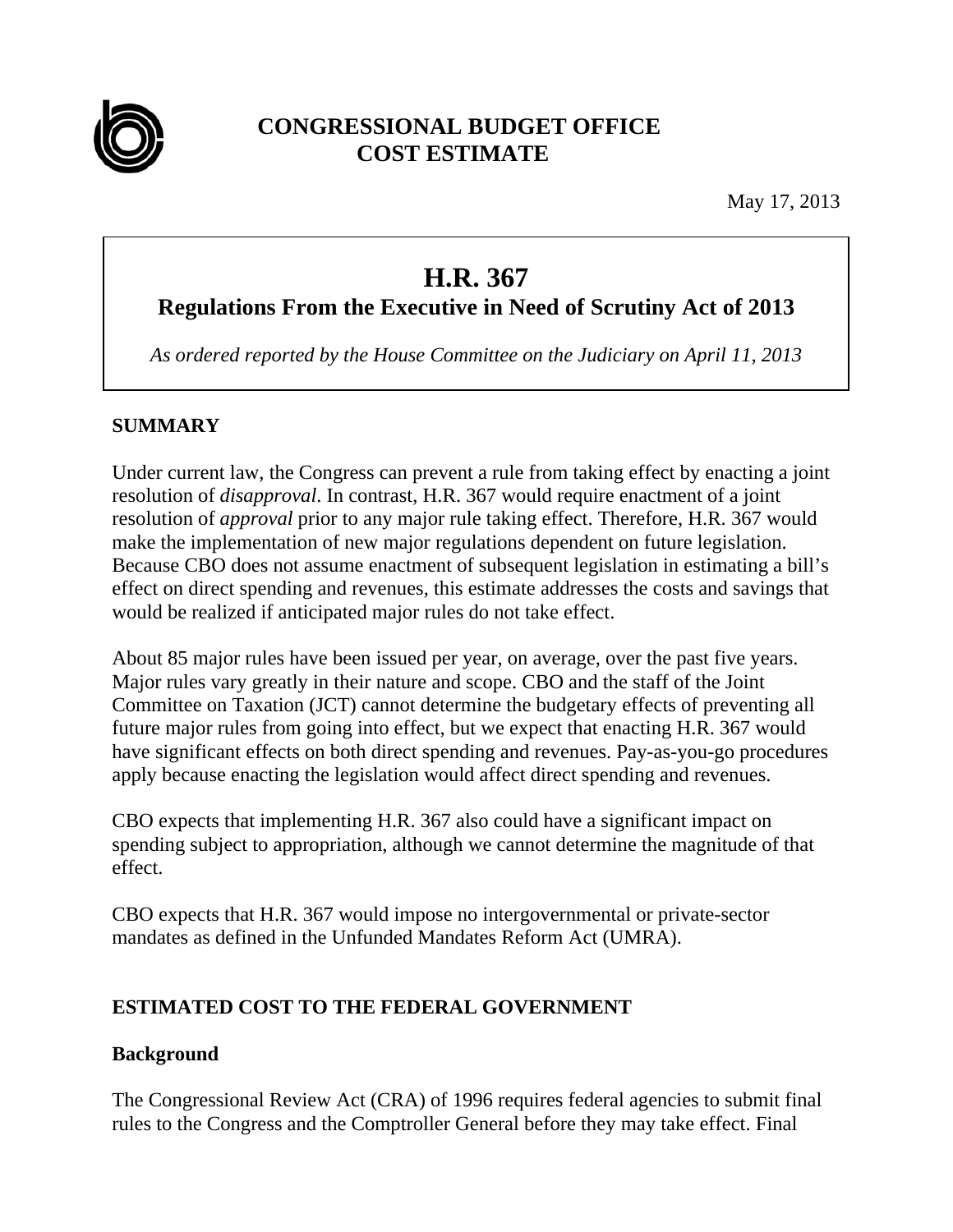**CONGRESSIONAL BUDGET OFFICE**
**COST ESTIMATE**

May 17, 2013

# H.R. 367
## Regulations From the Executive in Need of Scrutiny Act of 2013

*As ordered reported by the House Committee on the Judiciary on April 11, 2013*

### SUMMARY

Under current law, the Congress can prevent a rule from taking effect by enacting a joint resolution of *disapproval*. In contrast, H.R. 367 would require enactment of a joint resolution of *approval* prior to any major rule taking effect. Therefore, H.R. 367 would make the implementation of new major regulations dependent on future legislation. Because CBO does not assume enactment of subsequent legislation in estimating a bill's effect on direct spending and revenues, this estimate addresses the costs and savings that would be realized if anticipated major rules do not take effect.

About 85 major rules have been issued per year, on average, over the past five years. Major rules vary greatly in their nature and scope. CBO and the staff of the Joint Committee on Taxation (JCT) cannot determine the budgetary effects of preventing all future major rules from going into effect, but we expect that enacting H.R. 367 would have significant effects on both direct spending and revenues. Pay-as-you-go procedures apply because enacting the legislation would affect direct spending and revenues.

CBO expects that implementing H.R. 367 also could have a significant impact on spending subject to appropriation, although we cannot determine the magnitude of that effect.

CBO expects that H.R. 367 would impose no intergovernmental or private-sector mandates as defined in the Unfunded Mandates Reform Act (UMRA).

### ESTIMATED COST TO THE FEDERAL GOVERNMENT

#### Background

The Congressional Review Act (CRA) of 1996 requires federal agencies to submit final rules to the Congress and the Comptroller General before they may take effect. Final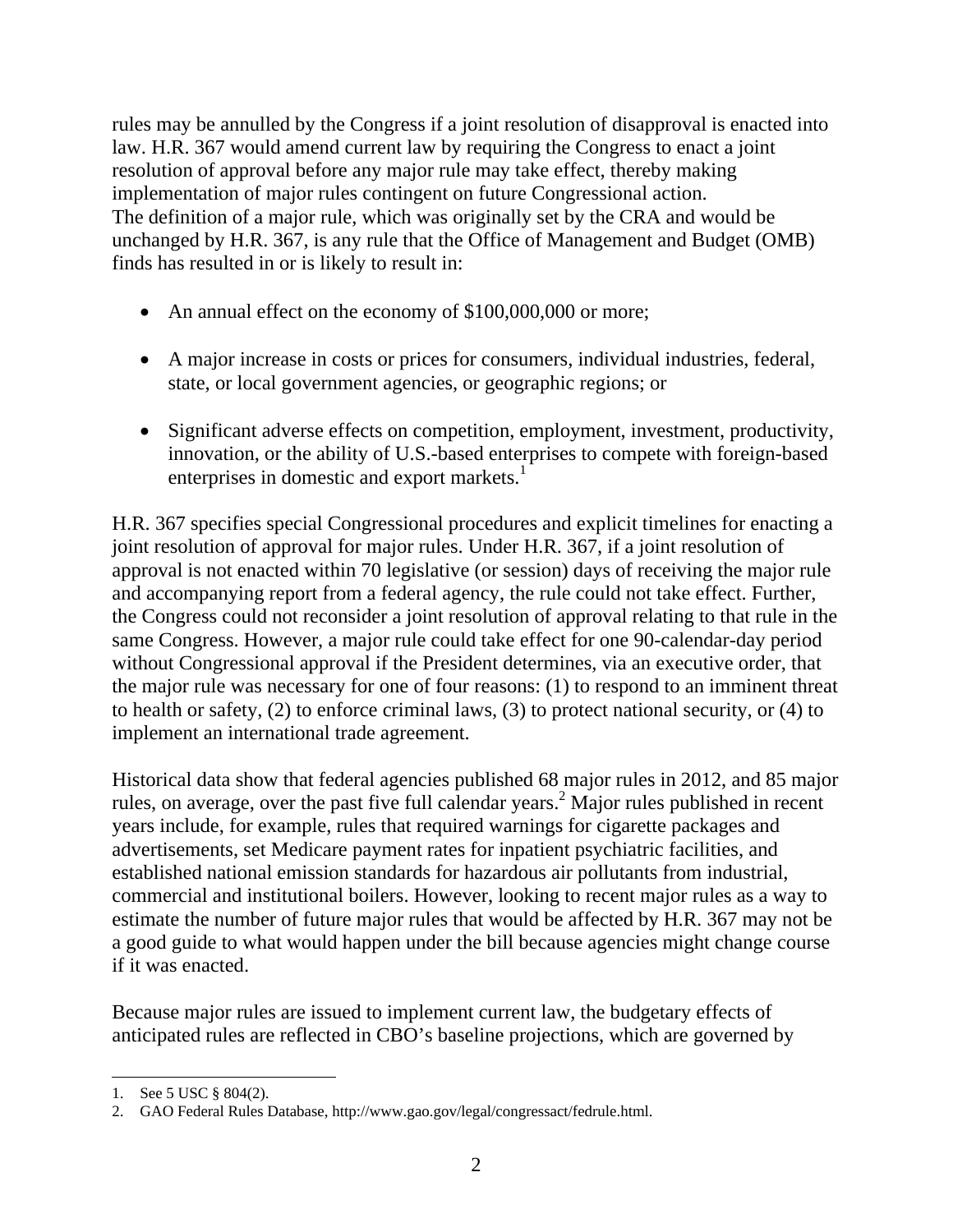rules may be annulled by the Congress if a joint resolution of disapproval is enacted into law. H.R. 367 would amend current law by requiring the Congress to enact a joint resolution of approval before any major rule may take effect, thereby making implementation of major rules contingent on future Congressional action.
The definition of a major rule, which was originally set by the CRA and would be unchanged by H.R. 367, is any rule that the Office of Management and Budget (OMB) finds has resulted in or is likely to result in:

- An annual effect on the economy of $100,000,000 or more;
- A major increase in costs or prices for consumers, individual industries, federal, state, or local government agencies, or geographic regions; or
- Significant adverse effects on competition, employment, investment, productivity, innovation, or the ability of U.S.-based enterprises to compete with foreign-based enterprises in domestic and export markets.[1]

H.R. 367 specifies special Congressional procedures and explicit timelines for enacting a joint resolution of approval for major rules. Under H.R. 367, if a joint resolution of approval is not enacted within 70 legislative (or session) days of receiving the major rule and accompanying report from a federal agency, the rule could not take effect. Further, the Congress could not reconsider a joint resolution of approval relating to that rule in the same Congress. However, a major rule could take effect for one 90-calendar-day period without Congressional approval if the President determines, via an executive order, that the major rule was necessary for one of four reasons: (1) to respond to an imminent threat to health or safety, (2) to enforce criminal laws, (3) to protect national security, or (4) to implement an international trade agreement.

Historical data show that federal agencies published 68 major rules in 2012, and 85 major rules, on average, over the past five full calendar years.[2] Major rules published in recent years include, for example, rules that required warnings for cigarette packages and advertisements, set Medicare payment rates for inpatient psychiatric facilities, and established national emission standards for hazardous air pollutants from industrial, commercial and institutional boilers. However, looking to recent major rules as a way to estimate the number of future major rules that would be affected by H.R. 367 may not be a good guide to what would happen under the bill because agencies might change course if it was enacted.

Because major rules are issued to implement current law, the budgetary effects of anticipated rules are reflected in CBO's baseline projections, which are governed by

1. See 5 USC § 804(2).
2. GAO Federal Rules Database, http://www.gao.gov/legal/congressact/fedrule.html.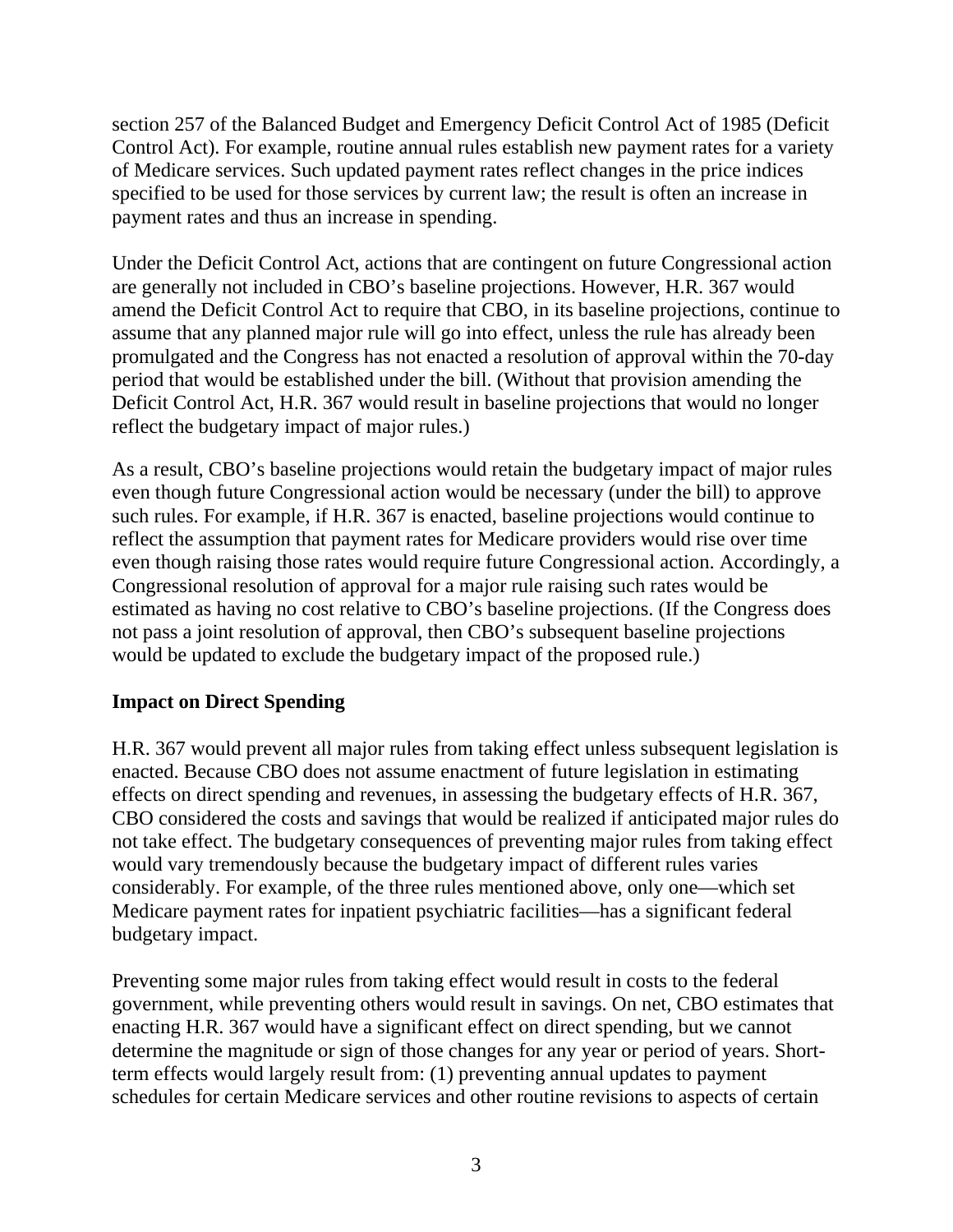section 257 of the Balanced Budget and Emergency Deficit Control Act of 1985 (Deficit Control Act). For example, routine annual rules establish new payment rates for a variety of Medicare services. Such updated payment rates reflect changes in the price indices specified to be used for those services by current law; the result is often an increase in payment rates and thus an increase in spending.

Under the Deficit Control Act, actions that are contingent on future Congressional action are generally not included in CBO's baseline projections. However, H.R. 367 would amend the Deficit Control Act to require that CBO, in its baseline projections, continue to assume that any planned major rule will go into effect, unless the rule has already been promulgated and the Congress has not enacted a resolution of approval within the 70-day period that would be established under the bill. (Without that provision amending the Deficit Control Act, H.R. 367 would result in baseline projections that would no longer reflect the budgetary impact of major rules.)

As a result, CBO's baseline projections would retain the budgetary impact of major rules even though future Congressional action would be necessary (under the bill) to approve such rules. For example, if H.R. 367 is enacted, baseline projections would continue to reflect the assumption that payment rates for Medicare providers would rise over time even though raising those rates would require future Congressional action. Accordingly, a Congressional resolution of approval for a major rule raising such rates would be estimated as having no cost relative to CBO's baseline projections. (If the Congress does not pass a joint resolution of approval, then CBO's subsequent baseline projections would be updated to exclude the budgetary impact of the proposed rule.)

**Impact on Direct Spending**

H.R. 367 would prevent all major rules from taking effect unless subsequent legislation is enacted. Because CBO does not assume enactment of future legislation in estimating effects on direct spending and revenues, in assessing the budgetary effects of H.R. 367, CBO considered the costs and savings that would be realized if anticipated major rules do not take effect. The budgetary consequences of preventing major rules from taking effect would vary tremendously because the budgetary impact of different rules varies considerably. For example, of the three rules mentioned above, only one—which set Medicare payment rates for inpatient psychiatric facilities—has a significant federal budgetary impact.

Preventing some major rules from taking effect would result in costs to the federal government, while preventing others would result in savings. On net, CBO estimates that enacting H.R. 367 would have a significant effect on direct spending, but we cannot determine the magnitude or sign of those changes for any year or period of years. Short-term effects would largely result from: (1) preventing annual updates to payment schedules for certain Medicare services and other routine revisions to aspects of certain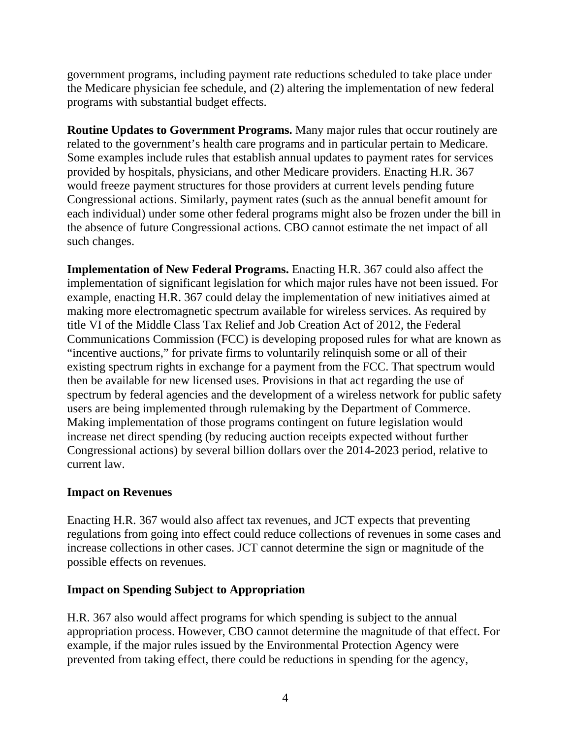government programs, including payment rate reductions scheduled to take place under the Medicare physician fee schedule, and (2) altering the implementation of new federal programs with substantial budget effects.

**Routine Updates to Government Programs.** Many major rules that occur routinely are related to the government's health care programs and in particular pertain to Medicare. Some examples include rules that establish annual updates to payment rates for services provided by hospitals, physicians, and other Medicare providers. Enacting H.R. 367 would freeze payment structures for those providers at current levels pending future Congressional actions. Similarly, payment rates (such as the annual benefit amount for each individual) under some other federal programs might also be frozen under the bill in the absence of future Congressional actions. CBO cannot estimate the net impact of all such changes.

**Implementation of New Federal Programs.** Enacting H.R. 367 could also affect the implementation of significant legislation for which major rules have not been issued. For example, enacting H.R. 367 could delay the implementation of new initiatives aimed at making more electromagnetic spectrum available for wireless services. As required by title VI of the Middle Class Tax Relief and Job Creation Act of 2012, the Federal Communications Commission (FCC) is developing proposed rules for what are known as "incentive auctions," for private firms to voluntarily relinquish some or all of their existing spectrum rights in exchange for a payment from the FCC. That spectrum would then be available for new licensed uses. Provisions in that act regarding the use of spectrum by federal agencies and the development of a wireless network for public safety users are being implemented through rulemaking by the Department of Commerce. Making implementation of those programs contingent on future legislation would increase net direct spending (by reducing auction receipts expected without further Congressional actions) by several billion dollars over the 2014-2023 period, relative to current law.

## Impact on Revenues

Enacting H.R. 367 would also affect tax revenues, and JCT expects that preventing regulations from going into effect could reduce collections of revenues in some cases and increase collections in other cases. JCT cannot determine the sign or magnitude of the possible effects on revenues.

## Impact on Spending Subject to Appropriation

H.R. 367 also would affect programs for which spending is subject to the annual appropriation process. However, CBO cannot determine the magnitude of that effect. For example, if the major rules issued by the Environmental Protection Agency were prevented from taking effect, there could be reductions in spending for the agency,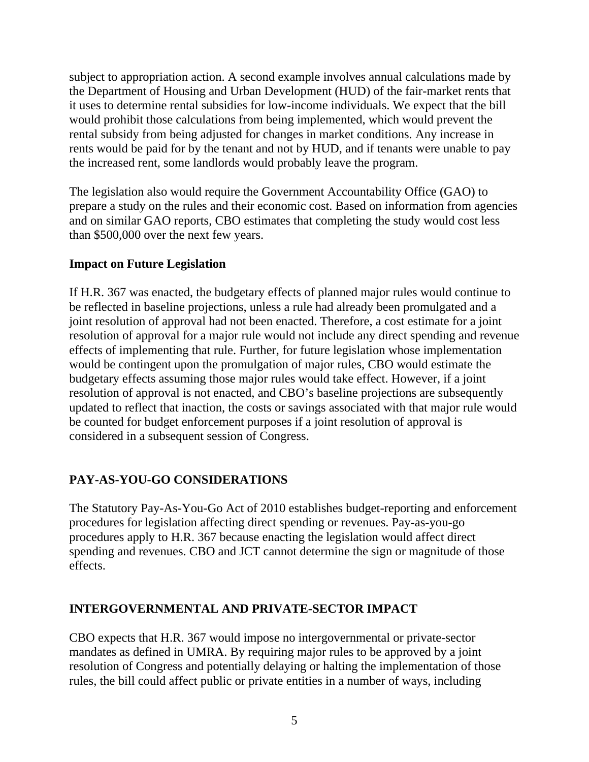subject to appropriation action. A second example involves annual calculations made by the Department of Housing and Urban Development (HUD) of the fair-market rents that it uses to determine rental subsidies for low-income individuals. We expect that the bill would prohibit those calculations from being implemented, which would prevent the rental subsidy from being adjusted for changes in market conditions. Any increase in rents would be paid for by the tenant and not by HUD, and if tenants were unable to pay the increased rent, some landlords would probably leave the program.

The legislation also would require the Government Accountability Office (GAO) to prepare a study on the rules and their economic cost. Based on information from agencies and on similar GAO reports, CBO estimates that completing the study would cost less than $500,000 over the next few years.

### Impact on Future Legislation

If H.R. 367 was enacted, the budgetary effects of planned major rules would continue to be reflected in baseline projections, unless a rule had already been promulgated and a joint resolution of approval had not been enacted. Therefore, a cost estimate for a joint resolution of approval for a major rule would not include any direct spending and revenue effects of implementing that rule. Further, for future legislation whose implementation would be contingent upon the promulgation of major rules, CBO would estimate the budgetary effects assuming those major rules would take effect. However, if a joint resolution of approval is not enacted, and CBO's baseline projections are subsequently updated to reflect that inaction, the costs or savings associated with that major rule would be counted for budget enforcement purposes if a joint resolution of approval is considered in a subsequent session of Congress.

## PAY-AS-YOU-GO CONSIDERATIONS

The Statutory Pay-As-You-Go Act of 2010 establishes budget-reporting and enforcement procedures for legislation affecting direct spending or revenues. Pay-as-you-go procedures apply to H.R. 367 because enacting the legislation would affect direct spending and revenues. CBO and JCT cannot determine the sign or magnitude of those effects.

## INTERGOVERNMENTAL AND PRIVATE-SECTOR IMPACT

CBO expects that H.R. 367 would impose no intergovernmental or private-sector mandates as defined in UMRA. By requiring major rules to be approved by a joint resolution of Congress and potentially delaying or halting the implementation of those rules, the bill could affect public or private entities in a number of ways, including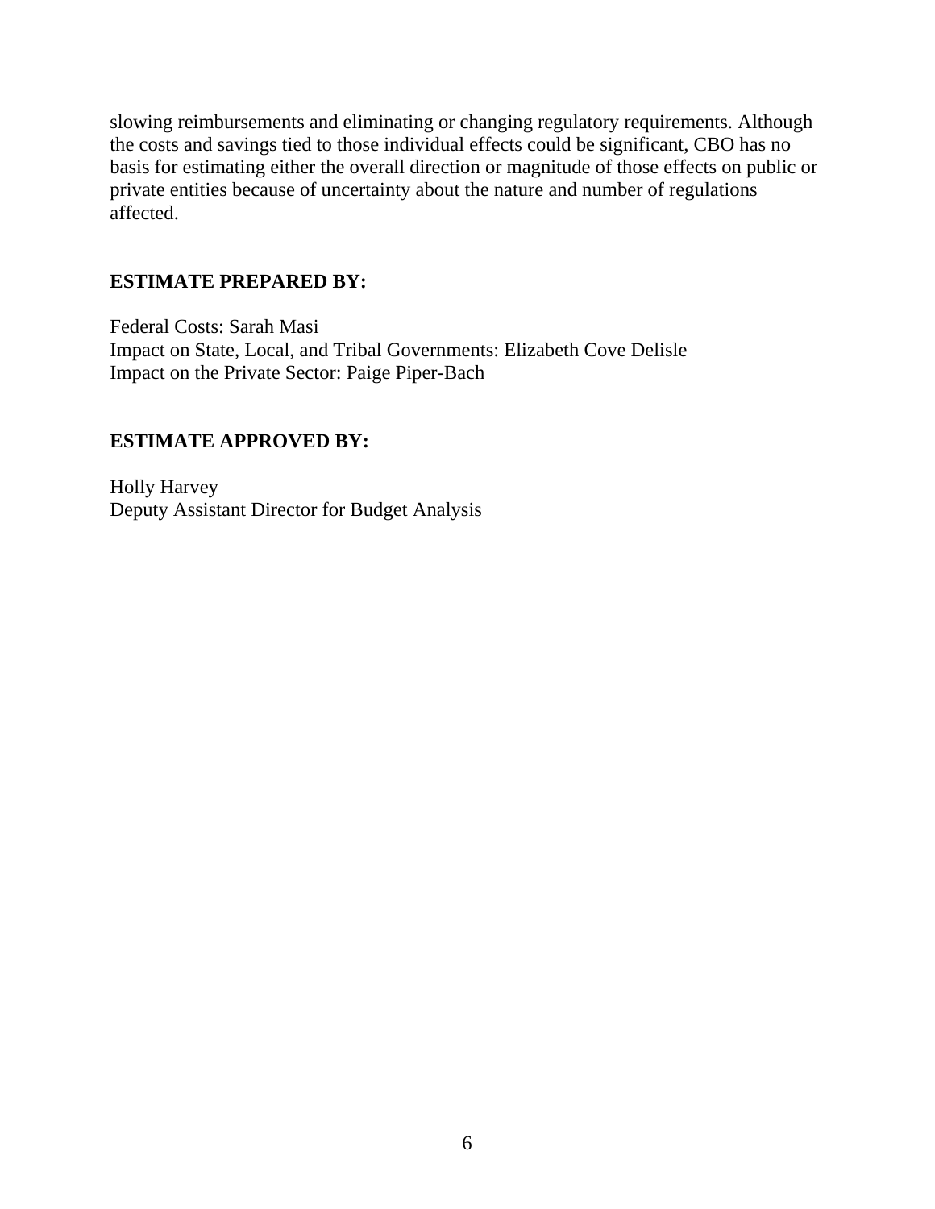slowing reimbursements and eliminating or changing regulatory requirements. Although the costs and savings tied to those individual effects could be significant, CBO has no basis for estimating either the overall direction or magnitude of those effects on public or private entities because of uncertainty about the nature and number of regulations affected.

**ESTIMATE PREPARED BY:**

Federal Costs: Sarah Masi
Impact on State, Local, and Tribal Governments: Elizabeth Cove Delisle
Impact on the Private Sector: Paige Piper-Bach

**ESTIMATE APPROVED BY:**

Holly Harvey
Deputy Assistant Director for Budget Analysis